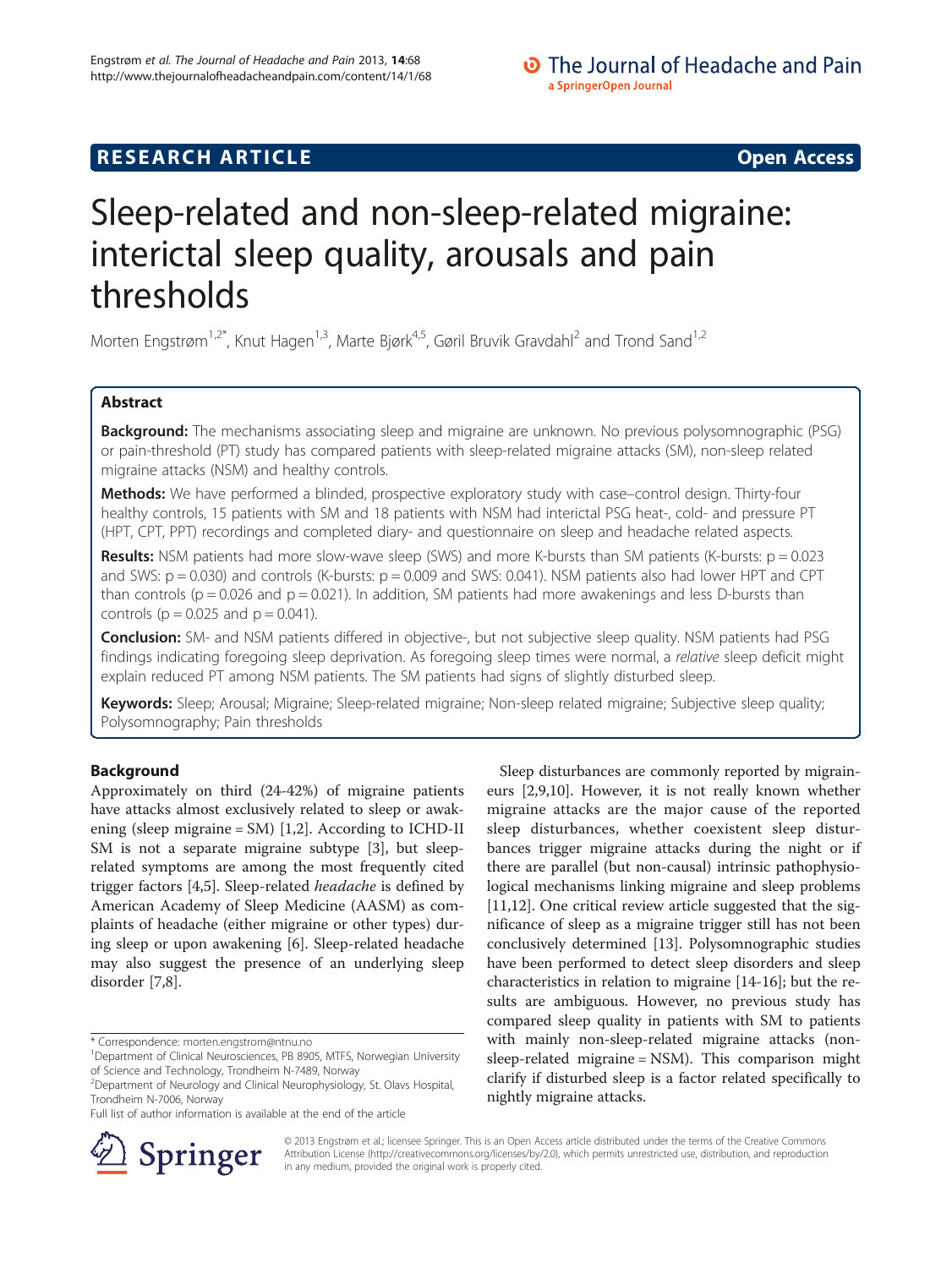RESEARCH ARTICLE Open Access

# Sleep-related and non-sleep-related migraine: interictal sleep quality, arousals and pain thresholds

Morten Engstrøm[1,2*], Knut Hagen[1,3], Marte Bjørk[4,5], Gøril Bruvik Gravdahl[2] and Trond Sand[1,2]

## Abstract

**Background:** The mechanisms associating sleep and migraine are unknown. No previous polysomnographic (PSG) or pain-threshold (PT) study has compared patients with sleep-related migraine attacks (SM), non-sleep related migraine attacks (NSM) and healthy controls.

**Methods:** We have performed a blinded, prospective exploratory study with case–control design. Thirty-four healthy controls, 15 patients with SM and 18 patients with NSM had interictal PSG heat-, cold- and pressure PT (HPT, CPT, PPT) recordings and completed diary- and questionnaire on sleep and headache related aspects.

**Results:** NSM patients had more slow-wave sleep (SWS) and more K-bursts than SM patients (K-bursts: $p = 0.023$ and SWS: $p = 0.030$) and controls (K-bursts: $p = 0.009$ and SWS: 0.041). NSM patients also had lower HPT and CPT than controls ($p = 0.026$ and $p = 0.021$). In addition, SM patients had more awakenings and less D-bursts than controls ($p = 0.025$ and $p = 0.041$).

**Conclusion:** SM- and NSM patients differed in objective-, but not subjective sleep quality. NSM patients had PSG findings indicating foregoing sleep deprivation. As foregoing sleep times were normal, a *relative* sleep deficit might explain reduced PT among NSM patients. The SM patients had signs of slightly disturbed sleep.

**Keywords:** Sleep; Arousal; Migraine; Sleep-related migraine; Non-sleep related migraine; Subjective sleep quality; Polysomnography; Pain thresholds

## Background

Approximately on third (24-42%) of migraine patients have attacks almost exclusively related to sleep or awakening (sleep migraine = SM) [1,2]. According to ICHD-II SM is not a separate migraine subtype [3], but sleep-related symptoms are among the most frequently cited trigger factors [4,5]. Sleep-related *headache* is defined by American Academy of Sleep Medicine (AASM) as complaints of headache (either migraine or other types) during sleep or upon awakening [6]. Sleep-related headache may also suggest the presence of an underlying sleep disorder [7,8].

Sleep disturbances are commonly reported by migraineurs [2,9,10]. However, it is not really known whether migraine attacks are the major cause of the reported sleep disturbances, whether coexistent sleep disturbances trigger migraine attacks during the night or if there are parallel (but non-causal) intrinsic pathophysiological mechanisms linking migraine and sleep problems [11,12]. One critical review article suggested that the significance of sleep as a migraine trigger still has not been conclusively determined [13]. Polysomnographic studies have been performed to detect sleep disorders and sleep characteristics in relation to migraine [14-16]; but the results are ambiguous. However, no previous study has compared sleep quality in patients with SM to patients with mainly non-sleep-related migraine attacks (non-sleep-related migraine = NSM). This comparison might clarify if disturbed sleep is a factor related specifically to nightly migraine attacks.

\* Correspondence: morten.engstrom@ntnu.no
[1]Department of Clinical Neurosciences, PB 8905, MTFS, Norwegian University of Science and Technology, Trondheim N-7489, Norway
[2]Department of Neurology and Clinical Neurophysiology, St. Olavs Hospital, Trondheim N-7006, Norway
Full list of author information is available at the end of the article

© 2013 Engstrøm et al.; licensee Springer. This is an Open Access article distributed under the terms of the Creative Commons Attribution License (http://creativecommons.org/licenses/by/2.0), which permits unrestricted use, distribution, and reproduction in any medium, provided the original work is properly cited.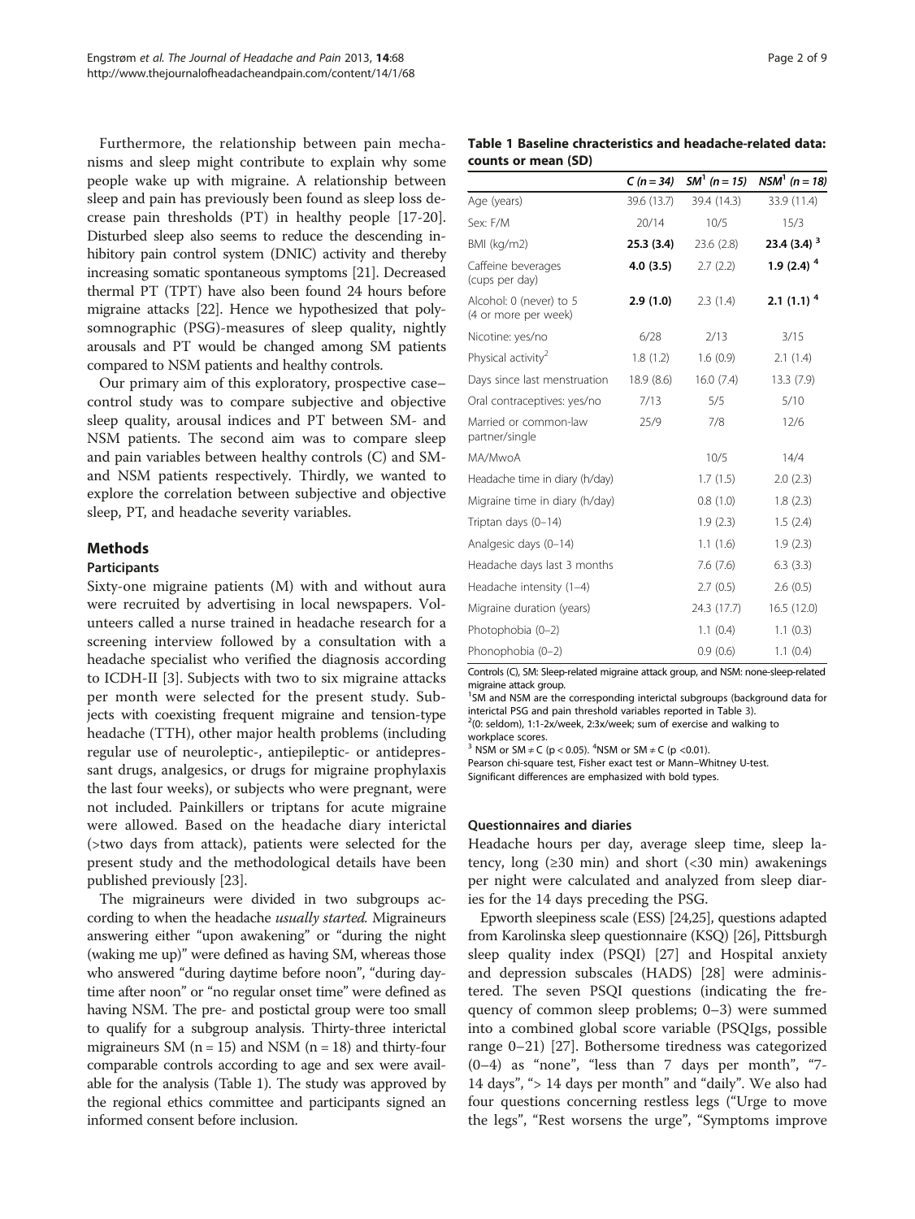Furthermore, the relationship between pain mechanisms and sleep might contribute to explain why some people wake up with migraine. A relationship between sleep and pain has previously been found as sleep loss decrease pain thresholds (PT) in healthy people [17-20]. Disturbed sleep also seems to reduce the descending inhibitory pain control system (DNIC) activity and thereby increasing somatic spontaneous symptoms [21]. Decreased thermal PT (TPT) have also been found 24 hours before migraine attacks [22]. Hence we hypothesized that polysomnographic (PSG)-measures of sleep quality, nightly arousals and PT would be changed among SM patients compared to NSM patients and healthy controls.

Our primary aim of this exploratory, prospective case–control study was to compare subjective and objective sleep quality, arousal indices and PT between SM- and NSM patients. The second aim was to compare sleep and pain variables between healthy controls (C) and SM- and NSM patients respectively. Thirdly, we wanted to explore the correlation between subjective and objective sleep, PT, and headache severity variables.

## Methods

### Participants

Sixty-one migraine patients (M) with and without aura were recruited by advertising in local newspapers. Volunteers called a nurse trained in headache research for a screening interview followed by a consultation with a headache specialist who verified the diagnosis according to ICDH-II [3]. Subjects with two to six migraine attacks per month were selected for the present study. Subjects with coexisting frequent migraine and tension-type headache (TTH), other major health problems (including regular use of neuroleptic-, antiepileptic- or antidepressant drugs, analgesics, or drugs for migraine prophylaxis the last four weeks), or subjects who were pregnant, were not included. Painkillers or triptans for acute migraine were allowed. Based on the headache diary interictal (>two days from attack), patients were selected for the present study and the methodological details have been published previously [23].

The migraineurs were divided in two subgroups according to when the headache *usually started*. Migraineurs answering either "upon awakening" or "during the night (waking me up)" were defined as having SM, whereas those who answered "during daytime before noon", "during daytime after noon" or "no regular onset time" were defined as having NSM. The pre- and postictal group were too small to qualify for a subgroup analysis. Thirty-three interictal migraineurs SM (n = 15) and NSM (n = 18) and thirty-four comparable controls according to age and sex were available for the analysis (Table 1). The study was approved by the regional ethics committee and participants signed an informed consent before inclusion.

**Table 1 Baseline chracteristics and headache-related data: counts or mean (SD)**

| | C (n = 34) | SM[1] (n = 15) | NSM[1] (n = 18) |
|---|---|---|---|
| Age (years) | 39.6 (13.7) | 39.4 (14.3) | 33.9 (11.4) |
| Sex: F/M | 20/14 | 10/5 | 15/3 |
| BMI (kg/m2) | **25.3 (3.4)** | 23.6 (2.8) | **23.4 (3.4) [3]** |
| Caffeine beverages (cups per day) | **4.0 (3.5)** | 2.7 (2.2) | **1.9 (2.4) [4]** |
| Alcohol: 0 (never) to 5 (4 or more per week) | **2.9 (1.0)** | 2.3 (1.4) | **2.1 (1.1) [4]** |
| Nicotine: yes/no | 6/28 | 2/13 | 3/15 |
| Physical activity[2] | 1.8 (1.2) | 1.6 (0.9) | 2.1 (1.4) |
| Days since last menstruation | 18.9 (8.6) | 16.0 (7.4) | 13.3 (7.9) |
| Oral contraceptives: yes/no | 7/13 | 5/5 | 5/10 |
| Married or common-law partner/single | 25/9 | 7/8 | 12/6 |
| MA/MwoA | | 10/5 | 14/4 |
| Headache time in diary (h/day) | | 1.7 (1.5) | 2.0 (2.3) |
| Migraine time in diary (h/day) | | 0.8 (1.0) | 1.8 (2.3) |
| Triptan days (0–14) | | 1.9 (2.3) | 1.5 (2.4) |
| Analgesic days (0–14) | | 1.1 (1.6) | 1.9 (2.3) |
| Headache days last 3 months | | 7.6 (7.6) | 6.3 (3.3) |
| Headache intensity (1–4) | | 2.7 (0.5) | 2.6 (0.5) |
| Migraine duration (years) | | 24.3 (17.7) | 16.5 (12.0) |
| Photophobia (0–2) | | 1.1 (0.4) | 1.1 (0.3) |
| Phonophobia (0–2) | | 0.9 (0.6) | 1.1 (0.4) |

Controls (C), SM: Sleep-related migraine attack group, and NSM: none-sleep-related migraine attack group.
[1]SM and NSM are the corresponding interictal subgroups (background data for interictal PSG and pain threshold variables reported in Table 3).
[2](0: seldom), 1:1-2x/week, 2:3x/week; sum of exercise and walking to workplace scores.
[3] NSM or SM ≠ C ($p < 0.05$). [4]NSM or SM ≠ C ($p < 0.01$).
Pearson chi-square test, Fisher exact test or Mann–Whitney U-test.
Significant differences are emphasized with bold types.

### Questionnaires and diaries

Headache hours per day, average sleep time, sleep latency, long (≥30 min) and short (<30 min) awakenings per night were calculated and analyzed from sleep diaries for the 14 days preceding the PSG.

Epworth sleepiness scale (ESS) [24,25], questions adapted from Karolinska sleep questionnaire (KSQ) [26], Pittsburgh sleep quality index (PSQI) [27] and Hospital anxiety and depression subscales (HADS) [28] were administered. The seven PSQI questions (indicating the frequency of common sleep problems; 0–3) were summed into a combined global score variable (PSQIgs, possible range 0–21) [27]. Bothersome tiredness was categorized (0–4) as "none", "less than 7 days per month", "7-14 days", "> 14 days per month" and "daily". We also had four questions concerning restless legs ("Urge to move the legs", "Rest worsens the urge", "Symptoms improve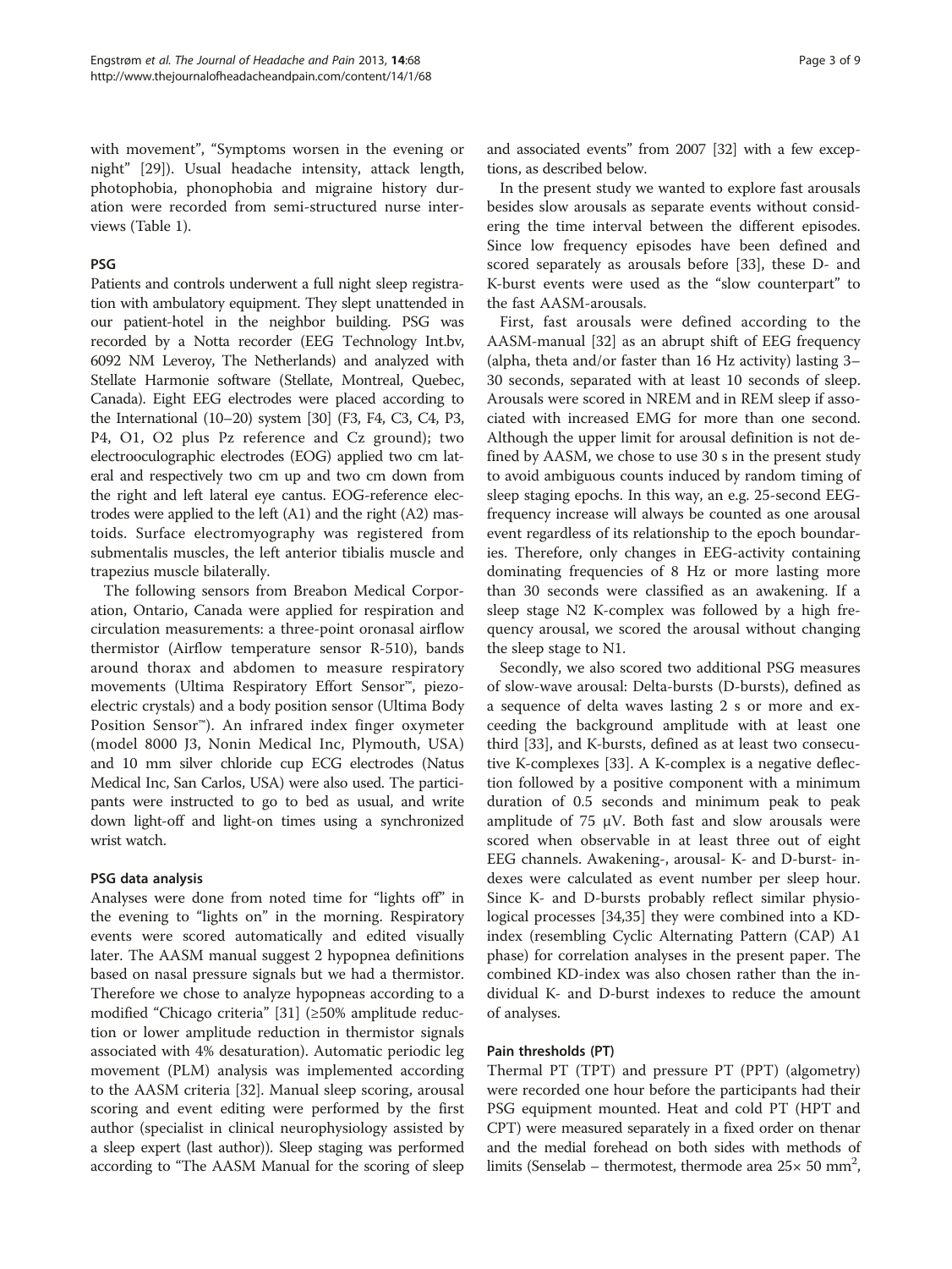with movement", "Symptoms worsen in the evening or night" [29]). Usual headache intensity, attack length, photophobia, phonophobia and migraine history duration were recorded from semi-structured nurse interviews (Table 1).

## PSG

Patients and controls underwent a full night sleep registration with ambulatory equipment. They slept unattended in our patient-hotel in the neighbor building. PSG was recorded by a Notta recorder (EEG Technology Int.bv, 6092 NM Leveroy, The Netherlands) and analyzed with Stellate Harmonie software (Stellate, Montreal, Quebec, Canada). Eight EEG electrodes were placed according to the International (10–20) system [30] (F3, F4, C3, C4, P3, P4, O1, O2 plus Pz reference and Cz ground); two electrooculographic electrodes (EOG) applied two cm lateral and respectively two cm up and two cm down from the right and left lateral eye cantus. EOG-reference electrodes were applied to the left (A1) and the right (A2) mastoids. Surface electromyography was registered from submentalis muscles, the left anterior tibialis muscle and trapezius muscle bilaterally.

The following sensors from Breabon Medical Corporation, Ontario, Canada were applied for respiration and circulation measurements: a three-point oronasal airflow thermistor (Airflow temperature sensor R-510), bands around thorax and abdomen to measure respiratory movements (Ultima Respiratory Effort Sensor™, piezoelectric crystals) and a body position sensor (Ultima Body Position Sensor™). An infrared index finger oxymeter (model 8000 J3, Nonin Medical Inc, Plymouth, USA) and 10 mm silver chloride cup ECG electrodes (Natus Medical Inc, San Carlos, USA) were also used. The participants were instructed to go to bed as usual, and write down light-off and light-on times using a synchronized wrist watch.

## PSG data analysis

Analyses were done from noted time for "lights off" in the evening to "lights on" in the morning. Respiratory events were scored automatically and edited visually later. The AASM manual suggest 2 hypopnea definitions based on nasal pressure signals but we had a thermistor. Therefore we chose to analyze hypopneas according to a modified "Chicago criteria" [31] (≥50% amplitude reduction or lower amplitude reduction in thermistor signals associated with 4% desaturation). Automatic periodic leg movement (PLM) analysis was implemented according to the AASM criteria [32]. Manual sleep scoring, arousal scoring and event editing were performed by the first author (specialist in clinical neurophysiology assisted by a sleep expert (last author)). Sleep staging was performed according to "The AASM Manual for the scoring of sleep and associated events" from 2007 [32] with a few exceptions, as described below.

In the present study we wanted to explore fast arousals besides slow arousals as separate events without considering the time interval between the different episodes. Since low frequency episodes have been defined and scored separately as arousals before [33], these D- and K-burst events were used as the "slow counterpart" to the fast AASM-arousals.

First, fast arousals were defined according to the AASM-manual [32] as an abrupt shift of EEG frequency (alpha, theta and/or faster than 16 Hz activity) lasting 3–30 seconds, separated with at least 10 seconds of sleep. Arousals were scored in NREM and in REM sleep if associated with increased EMG for more than one second. Although the upper limit for arousal definition is not defined by AASM, we chose to use 30 s in the present study to avoid ambiguous counts induced by random timing of sleep staging epochs. In this way, an e.g. 25-second EEG-frequency increase will always be counted as one arousal event regardless of its relationship to the epoch boundaries. Therefore, only changes in EEG-activity containing dominating frequencies of 8 Hz or more lasting more than 30 seconds were classified as an awakening. If a sleep stage N2 K-complex was followed by a high frequency arousal, we scored the arousal without changing the sleep stage to N1.

Secondly, we also scored two additional PSG measures of slow-wave arousal: Delta-bursts (D-bursts), defined as a sequence of delta waves lasting 2 s or more and exceeding the background amplitude with at least one third [33], and K-bursts, defined as at least two consecutive K-complexes [33]. A K-complex is a negative deflection followed by a positive component with a minimum duration of 0.5 seconds and minimum peak to peak amplitude of 75 μV. Both fast and slow arousals were scored when observable in at least three out of eight EEG channels. Awakening-, arousal- K- and D-burst- indexes were calculated as event number per sleep hour. Since K- and D-bursts probably reflect similar physiological processes [34,35] they were combined into a KD-index (resembling Cyclic Alternating Pattern (CAP) A1 phase) for correlation analyses in the present paper. The combined KD-index was also chosen rather than the individual K- and D-burst indexes to reduce the amount of analyses.

## Pain thresholds (PT)

Thermal PT (TPT) and pressure PT (PPT) (algometry) were recorded one hour before the participants had their PSG equipment mounted. Heat and cold PT (HPT and CPT) were measured separately in a fixed order on thenar and the medial forehead on both sides with methods of limits (Senselab – thermotest, thermode area 25× 50 mm$^2$,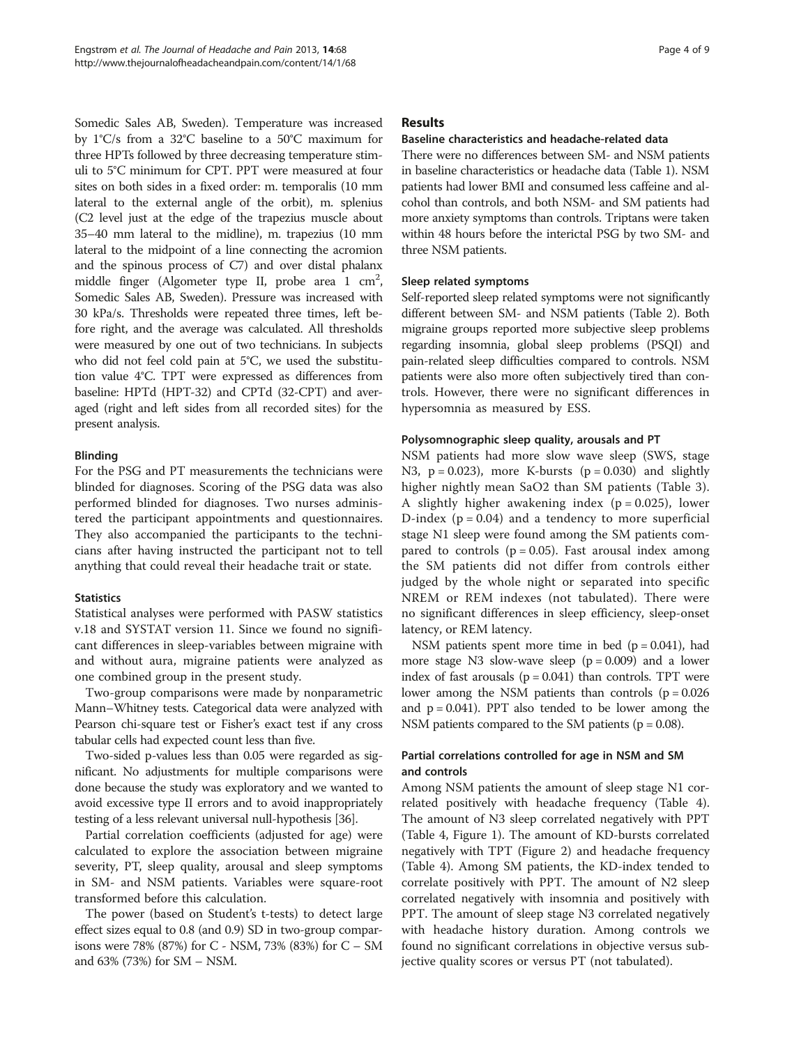Somedic Sales AB, Sweden). Temperature was increased by 1°C/s from a 32°C baseline to a 50°C maximum for three HPTs followed by three decreasing temperature stimuli to 5°C minimum for CPT. PPT were measured at four sites on both sides in a fixed order: m. temporalis (10 mm lateral to the external angle of the orbit), m. splenius (C2 level just at the edge of the trapezius muscle about 35–40 mm lateral to the midline), m. trapezius (10 mm lateral to the midpoint of a line connecting the acromion and the spinous process of C7) and over distal phalanx middle finger (Algometer type II, probe area 1 $cm^2$, Somedic Sales AB, Sweden). Pressure was increased with 30 kPa/s. Thresholds were repeated three times, left before right, and the average was calculated. All thresholds were measured by one out of two technicians. In subjects who did not feel cold pain at 5°C, we used the substitution value 4°C. TPT were expressed as differences from baseline: HPTd (HPT-32) and CPTd (32-CPT) and averaged (right and left sides from all recorded sites) for the present analysis.

### Blinding

For the PSG and PT measurements the technicians were blinded for diagnoses. Scoring of the PSG data was also performed blinded for diagnoses. Two nurses administered the participant appointments and questionnaires. They also accompanied the participants to the technicians after having instructed the participant not to tell anything that could reveal their headache trait or state.

### Statistics

Statistical analyses were performed with PASW statistics v.18 and SYSTAT version 11. Since we found no significant differences in sleep-variables between migraine with and without aura, migraine patients were analyzed as one combined group in the present study.

Two-group comparisons were made by nonparametric Mann–Whitney tests. Categorical data were analyzed with Pearson chi-square test or Fisher's exact test if any cross tabular cells had expected count less than five.

Two-sided p-values less than 0.05 were regarded as significant. No adjustments for multiple comparisons were done because the study was exploratory and we wanted to avoid excessive type II errors and to avoid inappropriately testing of a less relevant universal null-hypothesis [36].

Partial correlation coefficients (adjusted for age) were calculated to explore the association between migraine severity, PT, sleep quality, arousal and sleep symptoms in SM- and NSM patients. Variables were square-root transformed before this calculation.

The power (based on Student's t-tests) to detect large effect sizes equal to 0.8 (and 0.9) SD in two-group comparisons were 78% (87%) for C - NSM, 73% (83%) for C – SM and 63% (73%) for SM – NSM.

## Results

### Baseline characteristics and headache-related data

There were no differences between SM- and NSM patients in baseline characteristics or headache data (Table 1). NSM patients had lower BMI and consumed less caffeine and alcohol than controls, and both NSM- and SM patients had more anxiety symptoms than controls. Triptans were taken within 48 hours before the interictal PSG by two SM- and three NSM patients.

### Sleep related symptoms

Self-reported sleep related symptoms were not significantly different between SM- and NSM patients (Table 2). Both migraine groups reported more subjective sleep problems regarding insomnia, global sleep problems (PSQI) and pain-related sleep difficulties compared to controls. NSM patients were also more often subjectively tired than controls. However, there were no significant differences in hypersomnia as measured by ESS.

### Polysomnographic sleep quality, arousals and PT

NSM patients had more slow wave sleep (SWS, stage N3, $p = 0.023$), more K-bursts ($p = 0.030$) and slightly higher nightly mean SaO2 than SM patients (Table 3). A slightly higher awakening index ($p = 0.025$), lower D-index ($p = 0.04$) and a tendency to more superficial stage N1 sleep were found among the SM patients compared to controls ($p = 0.05$). Fast arousal index among the SM patients did not differ from controls either judged by the whole night or separated into specific NREM or REM indexes (not tabulated). There were no significant differences in sleep efficiency, sleep-onset latency, or REM latency.

NSM patients spent more time in bed ($p = 0.041$), had more stage N3 slow-wave sleep ($p = 0.009$) and a lower index of fast arousals ($p = 0.041$) than controls. TPT were lower among the NSM patients than controls ($p = 0.026$ and $p = 0.041$). PPT also tended to be lower among the NSM patients compared to the SM patients ($p = 0.08$).

### Partial correlations controlled for age in NSM and SM and controls

Among NSM patients the amount of sleep stage N1 correlated positively with headache frequency (Table 4). The amount of N3 sleep correlated negatively with PPT (Table 4, Figure 1). The amount of KD-bursts correlated negatively with TPT (Figure 2) and headache frequency (Table 4). Among SM patients, the KD-index tended to correlate positively with PPT. The amount of N2 sleep correlated negatively with insomnia and positively with PPT. The amount of sleep stage N3 correlated negatively with headache history duration. Among controls we found no significant correlations in objective versus subjective quality scores or versus PT (not tabulated).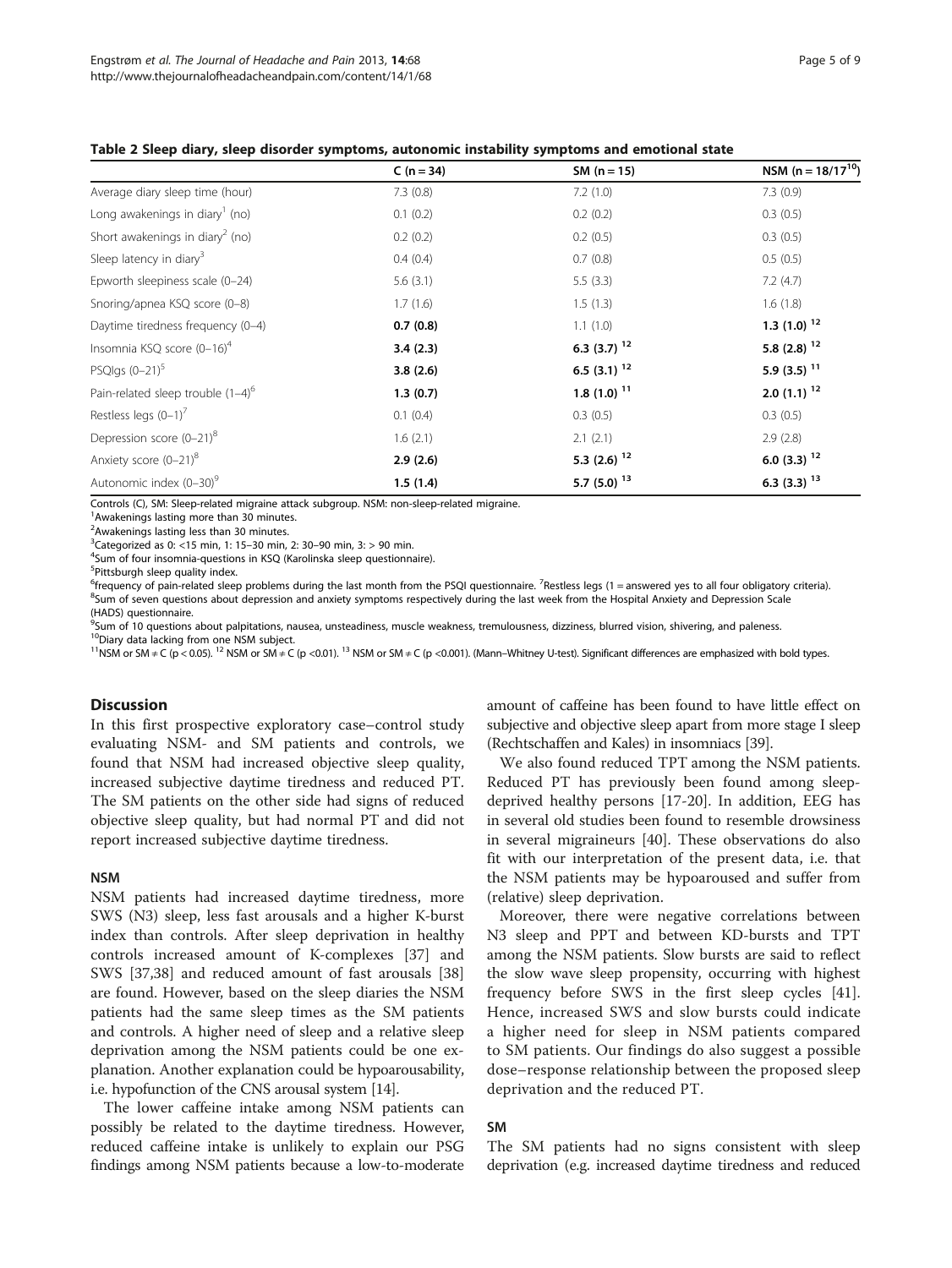**Table 2 Sleep diary, sleep disorder symptoms, autonomic instability symptoms and emotional state**

| | C (n = 34) | SM (n = 15) | NSM (n = 18/17[10]) |
|---|---|---|---|
| Average diary sleep time (hour) | 7.3 (0.8) | 7.2 (1.0) | 7.3 (0.9) |
| Long awakenings in diary[1] (no) | 0.1 (0.2) | 0.2 (0.2) | 0.3 (0.5) |
| Short awakenings in diary[2] (no) | 0.2 (0.2) | 0.2 (0.5) | 0.3 (0.5) |
| Sleep latency in diary[3] | 0.4 (0.4) | 0.7 (0.8) | 0.5 (0.5) |
| Epworth sleepiness scale (0–24) | 5.6 (3.1) | 5.5 (3.3) | 7.2 (4.7) |
| Snoring/apnea KSQ score (0–8) | 1.7 (1.6) | 1.5 (1.3) | 1.6 (1.8) |
| Daytime tiredness frequency (0–4) | **0.7 (0.8)** | 1.1 (1.0) | **1.3 (1.0) [12]** |
| Insomnia KSQ score (0–16)[4] | **3.4 (2.3)** | **6.3 (3.7) [12]** | **5.8 (2.8) [12]** |
| PSQIgs (0–21)[5] | **3.8 (2.6)** | **6.5 (3.1) [12]** | **5.9 (3.5) [11]** |
| Pain-related sleep trouble (1–4)[6] | **1.3 (0.7)** | **1.8 (1.0) [11]** | **2.0 (1.1) [12]** |
| Restless legs (0–1)[7] | 0.1 (0.4) | 0.3 (0.5) | 0.3 (0.5) |
| Depression score (0–21)[8] | 1.6 (2.1) | 2.1 (2.1) | 2.9 (2.8) |
| Anxiety score (0–21)[8] | **2.9 (2.6)** | **5.3 (2.6) [12]** | **6.0 (3.3) [12]** |
| Autonomic index (0–30)[9] | **1.5 (1.4)** | **5.7 (5.0) [13]** | **6.3 (3.3) [13]** |

Controls (C), SM: Sleep-related migraine attack subgroup. NSM: non-sleep-related migraine.
[1]Awakenings lasting more than 30 minutes.
[2]Awakenings lasting less than 30 minutes.
[3]Categorized as 0: <15 min, 1: 15–30 min, 2: 30–90 min, 3: > 90 min.
[4]Sum of four insomnia-questions in KSQ (Karolinska sleep questionnaire).
[5]Pittsburgh sleep quality index.
[6]frequency of pain-related sleep problems during the last month from the PSQI questionnaire. [7]Restless legs (1 = answered yes to all four obligatory criteria).
[8]Sum of seven questions about depression and anxiety symptoms respectively during the last week from the Hospital Anxiety and Depression Scale (HADS) questionnaire.
[9]Sum of 10 questions about palpitations, nausea, unsteadiness, muscle weakness, tremulousness, dizziness, blurred vision, shivering, and paleness.
[10]Diary data lacking from one NSM subject.
[11]NSM or SM ≠ C ($p < 0.05$). [12] NSM or SM ≠ C ($p < 0.01$). [13] NSM or SM ≠ C ($p < 0.001$). (Mann–Whitney U-test). Significant differences are emphasized with bold types.

## Discussion

In this first prospective exploratory case–control study evaluating NSM- and SM patients and controls, we found that NSM had increased objective sleep quality, increased subjective daytime tiredness and reduced PT. The SM patients on the other side had signs of reduced objective sleep quality, but had normal PT and did not report increased subjective daytime tiredness.

### NSM

NSM patients had increased daytime tiredness, more SWS (N3) sleep, less fast arousals and a higher K-burst index than controls. After sleep deprivation in healthy controls increased amount of K-complexes [37] and SWS [37,38] and reduced amount of fast arousals [38] are found. However, based on the sleep diaries the NSM patients had the same sleep times as the SM patients and controls. A higher need of sleep and a relative sleep deprivation among the NSM patients could be one explanation. Another explanation could be hypoarousability, i.e. hypofunction of the CNS arousal system [14].

The lower caffeine intake among NSM patients can possibly be related to the daytime tiredness. However, reduced caffeine intake is unlikely to explain our PSG findings among NSM patients because a low-to-moderate amount of caffeine has been found to have little effect on subjective and objective sleep apart from more stage I sleep (Rechtschaffen and Kales) in insomniacs [39].

We also found reduced TPT among the NSM patients. Reduced PT has previously been found among sleep-deprived healthy persons [17-20]. In addition, EEG has in several old studies been found to resemble drowsiness in several migraineurs [40]. These observations do also fit with our interpretation of the present data, i.e. that the NSM patients may be hypoaroused and suffer from (relative) sleep deprivation.

Moreover, there were negative correlations between N3 sleep and PPT and between KD-bursts and TPT among the NSM patients. Slow bursts are said to reflect the slow wave sleep propensity, occurring with highest frequency before SWS in the first sleep cycles [41]. Hence, increased SWS and slow bursts could indicate a higher need for sleep in NSM patients compared to SM patients. Our findings do also suggest a possible dose–response relationship between the proposed sleep deprivation and the reduced PT.

### SM

The SM patients had no signs consistent with sleep deprivation (e.g. increased daytime tiredness and reduced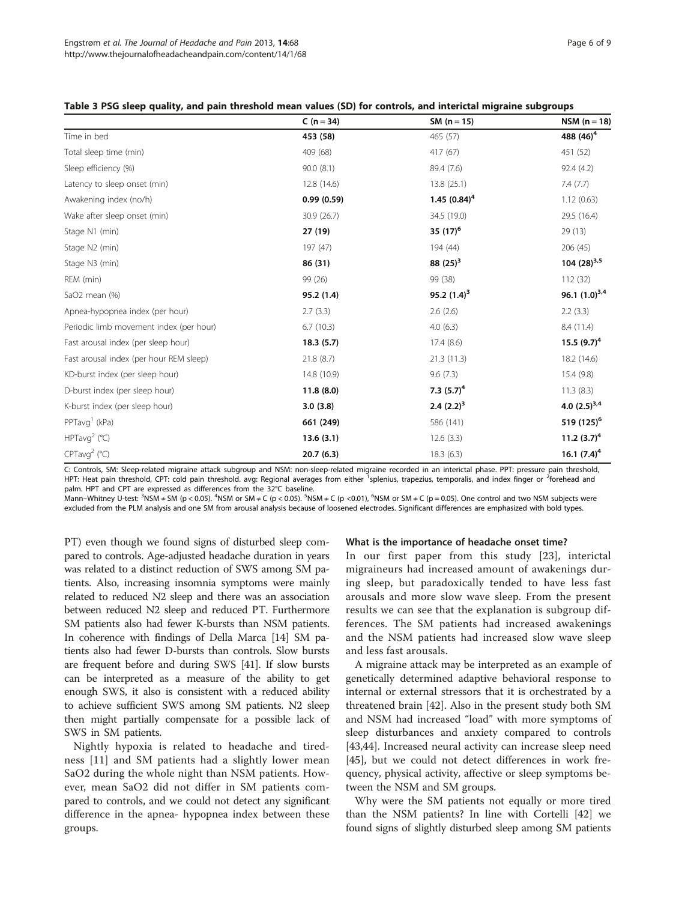**Table 3 PSG sleep quality, and pain threshold mean values (SD) for controls, and interictal migraine subgroups**

| | C (n = 34) | SM (n = 15) | NSM (n = 18) |
|---|---|---|---|
| Time in bed | **453 (58)** | 465 (57) | **488 (46)[4]** |
| Total sleep time (min) | 409 (68) | 417 (67) | 451 (52) |
| Sleep efficiency (%) | 90.0 (8.1) | 89.4 (7.6) | 92.4 (4.2) |
| Latency to sleep onset (min) | 12.8 (14.6) | 13.8 (25.1) | 7.4 (7.7) |
| Awakening index (no/h) | **0.99 (0.59)** | **1.45 (0.84)[4]** | 1.12 (0.63) |
| Wake after sleep onset (min) | 30.9 (26.7) | 34.5 (19.0) | 29.5 (16.4) |
| Stage N1 (min) | **27 (19)** | **35 (17)[6]** | 29 (13) |
| Stage N2 (min) | 197 (47) | 194 (44) | 206 (45) |
| Stage N3 (min) | **86 (31)** | **88 (25)[3]** | **104 (28)[3,5]** |
| REM (min) | 99 (26) | 99 (38) | 112 (32) |
| SaO2 mean (%) | **95.2 (1.4)** | **95.2 (1.4)[3]** | **96.1 (1.0)[3,4]** |
| Apnea-hypopnea index (per hour) | 2.7 (3.3) | 2.6 (2.6) | 2.2 (3.3) |
| Periodic limb movement index (per hour) | 6.7 (10.3) | 4.0 (6.3) | 8.4 (11.4) |
| Fast arousal index (per sleep hour) | **18.3 (5.7)** | 17.4 (8.6) | **15.5 (9.7)[4]** |
| Fast arousal index (per hour REM sleep) | 21.8 (8.7) | 21.3 (11.3) | 18.2 (14.6) |
| KD-burst index (per sleep hour) | 14.8 (10.9) | 9.6 (7.3) | 15.4 (9.8) |
| D-burst index (per sleep hour) | **11.8 (8.0)** | **7.3 (5.7)[4]** | 11.3 (8.3) |
| K-burst index (per sleep hour) | **3.0 (3.8)** | **2.4 (2.2)[3]** | **4.0 (2.5)[3,4]** |
| PPTavg[1] (kPa) | **661 (249)** | 586 (141) | **519 (125)[6]** |
| HPTavg[2] (°C) | **13.6 (3.1)** | 12.6 (3.3) | **11.2 (3.7)[4]** |
| CPTavg[2] (°C) | **20.7 (6.3)** | 18.3 (6.3) | **16.1 (7.4)[4]** |

C: Controls, SM: Sleep-related migraine attack subgroup and NSM: non-sleep-related migraine recorded in an interictal phase. PPT: pressure pain threshold, HPT: Heat pain threshold, CPT: cold pain threshold. avg: Regional averages from either [1]splenius, trapezius, temporalis, and index finger or [2]forehead and palm. HPT and CPT are expressed as differences from the 32°C baseline.
Mann–Whitney U-test: [3]NSM ≠ SM ($p < 0.05$). [4]NSM or SM ≠ C ($p < 0.05$). [5]NSM ≠ C ($p < 0.01$), [6]NSM or SM ≠ C ($p = 0.05$). One control and two NSM subjects were excluded from the PLM analysis and one SM from arousal analysis because of loosened electrodes. Significant differences are emphasized with bold types.

PT) even though we found signs of disturbed sleep compared to controls. Age-adjusted headache duration in years was related to a distinct reduction of SWS among SM patients. Also, increasing insomnia symptoms were mainly related to reduced N2 sleep and there was an association between reduced N2 sleep and reduced PT. Furthermore SM patients also had fewer K-bursts than NSM patients. In coherence with findings of Della Marca [14] SM patients also had fewer D-bursts than controls. Slow bursts are frequent before and during SWS [41]. If slow bursts can be interpreted as a measure of the ability to get enough SWS, it also is consistent with a reduced ability to achieve sufficient SWS among SM patients. N2 sleep then might partially compensate for a possible lack of SWS in SM patients.

Nightly hypoxia is related to headache and tiredness [11] and SM patients had a slightly lower mean SaO2 during the whole night than NSM patients. However, mean SaO2 did not differ in SM patients compared to controls, and we could not detect any significant difference in the apnea- hypopnea index between these groups.

### What is the importance of headache onset time?

In our first paper from this study [23], interictal migraineurs had increased amount of awakenings during sleep, but paradoxically tended to have less fast arousals and more slow wave sleep. From the present results we can see that the explanation is subgroup differences. The SM patients had increased awakenings and the NSM patients had increased slow wave sleep and less fast arousals.

A migraine attack may be interpreted as an example of genetically determined adaptive behavioral response to internal or external stressors that it is orchestrated by a threatened brain [42]. Also in the present study both SM and NSM had increased "load" with more symptoms of sleep disturbances and anxiety compared to controls [43,44]. Increased neural activity can increase sleep need [45], but we could not detect differences in work frequency, physical activity, affective or sleep symptoms between the NSM and SM groups.

Why were the SM patients not equally or more tired than the NSM patients? In line with Cortelli [42] we found signs of slightly disturbed sleep among SM patients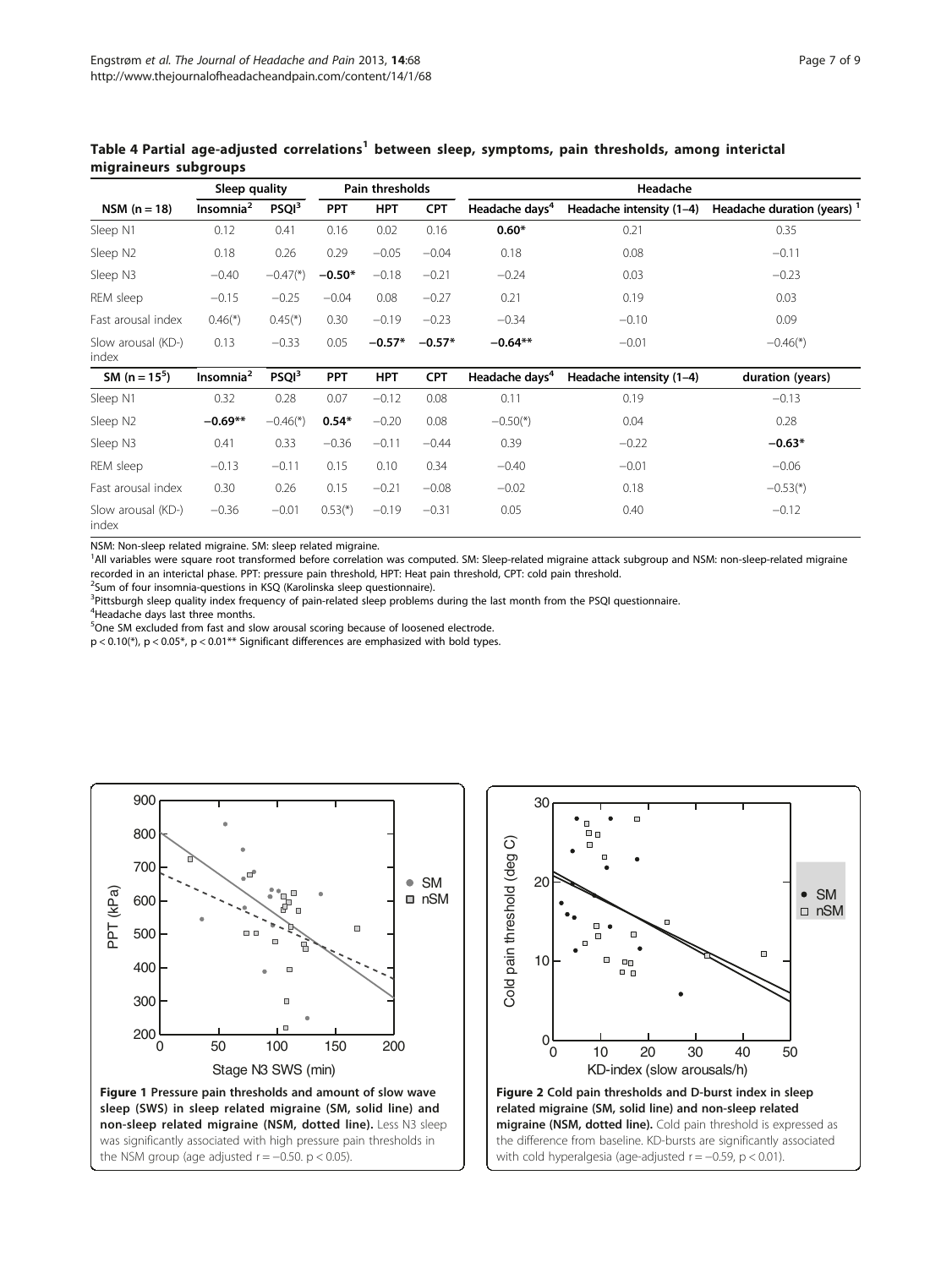**Table 4 Partial age-adjusted correlations[1] between sleep, symptoms, pain thresholds, among interictal migraineurs subgroups**

| | Sleep quality | | Pain thresholds | | | Headache | | |
|---|---|---|---|---|---|---|---|---|
| NSM (n = 18) | Insomnia[2] | PSQI[3] | PPT | HPT | CPT | Headache days[4] | Headache intensity (1–4) | Headache duration (years)[1] |
| Sleep N1 | 0.12 | 0.41 | 0.16 | 0.02 | 0.16 | **0.60*** | 0.21 | 0.35 |
| Sleep N2 | 0.18 | 0.26 | 0.29 | −0.05 | −0.04 | 0.18 | 0.08 | −0.11 |
| Sleep N3 | −0.40 | −0.47(*) | **−0.50*** | −0.18 | −0.21 | −0.24 | 0.03 | −0.23 |
| REM sleep | −0.15 | −0.25 | −0.04 | 0.08 | −0.27 | 0.21 | 0.19 | 0.03 |
| Fast arousal index | 0.46(*) | 0.45(*) | 0.30 | −0.19 | −0.23 | −0.34 | −0.10 | 0.09 |
| Slow arousal (KD-) index | 0.13 | −0.33 | 0.05 | **−0.57*** | **−0.57*** | **−0.64**** | −0.01 | −0.46(*) |
| SM (n = 15[5]) | Insomnia[2] | PSQI[3] | PPT | HPT | CPT | Headache days[4] | Headache intensity (1–4) | duration (years) |
| Sleep N1 | 0.32 | 0.28 | 0.07 | −0.12 | 0.08 | 0.11 | 0.19 | −0.13 |
| Sleep N2 | **−0.69**** | −0.46(*) | **0.54*** | −0.20 | 0.08 | −0.50(*) | 0.04 | 0.28 |
| Sleep N3 | 0.41 | 0.33 | −0.36 | −0.11 | −0.44 | 0.39 | −0.22 | **−0.63*** |
| REM sleep | −0.13 | −0.11 | 0.15 | 0.10 | 0.34 | −0.40 | −0.01 | −0.06 |
| Fast arousal index | 0.30 | 0.26 | 0.15 | −0.21 | −0.08 | −0.02 | 0.18 | −0.53(*) |
| Slow arousal (KD-) index | −0.36 | −0.01 | 0.53(*) | −0.19 | −0.31 | 0.05 | 0.40 | −0.12 |

NSM: Non-sleep related migraine. SM: sleep related migraine.
[1]All variables were square root transformed before correlation was computed. SM: Sleep-related migraine attack subgroup and NSM: non-sleep-related migraine recorded in an interictal phase. PPT: pressure pain threshold, HPT: Heat pain threshold, CPT: cold pain threshold.
[2]Sum of four insomnia-questions in KSQ (Karolinska sleep questionnaire).
[3]Pittsburgh sleep quality index frequency of pain-related sleep problems during the last month from the PSQI questionnaire.
[4]Headache days last three months.
[5]One SM excluded from fast and slow arousal scoring because of loosened electrode.
p < 0.10(*), p < 0.05*, p < 0.01** Significant differences are emphasized with bold types.

**Figure 1 Pressure pain thresholds and amount of slow wave sleep (SWS) in sleep related migraine (SM, solid line) and non-sleep related migraine (NSM, dotted line).** Less N3 sleep was significantly associated with high pressure pain thresholds in the NSM group (age adjusted r = −0.50. p < 0.05).

**Figure 2 Cold pain thresholds and D-burst index in sleep related migraine (SM, solid line) and non-sleep related migraine (NSM, dotted line).** Cold pain threshold is expressed as the difference from baseline. KD-bursts are significantly associated with cold hyperalgesia (age-adjusted r = −0.59, p < 0.01).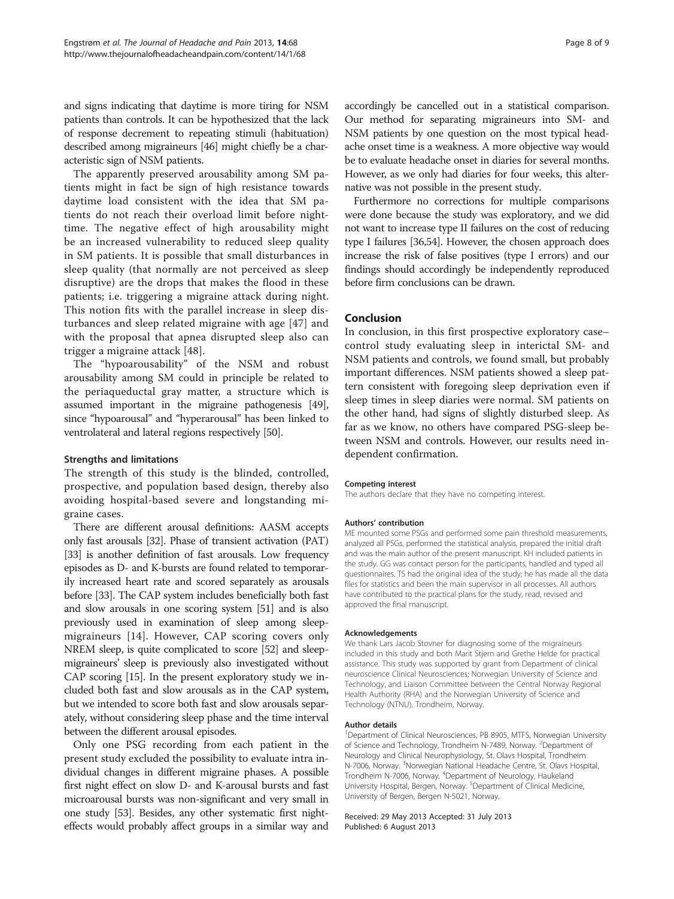and signs indicating that daytime is more tiring for NSM patients than controls. It can be hypothesized that the lack of response decrement to repeating stimuli (habituation) described among migraineurs [46] might chiefly be a characteristic sign of NSM patients.

The apparently preserved arousability among SM patients might in fact be sign of high resistance towards daytime load consistent with the idea that SM patients do not reach their overload limit before nighttime. The negative effect of high arousability might be an increased vulnerability to reduced sleep quality in SM patients. It is possible that small disturbances in sleep quality (that normally are not perceived as sleep disruptive) are the drops that makes the flood in these patients; i.e. triggering a migraine attack during night. This notion fits with the parallel increase in sleep disturbances and sleep related migraine with age [47] and with the proposal that apnea disrupted sleep also can trigger a migraine attack [48].

The "hypoarousability" of the NSM and robust arousability among SM could in principle be related to the periaqueductal gray matter, a structure which is assumed important in the migraine pathogenesis [49], since "hypoarousal" and "hyperarousal" has been linked to ventrolateral and lateral regions respectively [50].

### Strengths and limitations

The strength of this study is the blinded, controlled, prospective, and population based design, thereby also avoiding hospital-based severe and longstanding migraine cases.

There are different arousal definitions: AASM accepts only fast arousals [32]. Phase of transient activation (PAT) [33] is another definition of fast arousals. Low frequency episodes as D- and K-bursts are found related to temporarily increased heart rate and scored separately as arousals before [33]. The CAP system includes beneficially both fast and slow arousals in one scoring system [51] and is also previously used in examination of sleep among sleep-migraineurs [14]. However, CAP scoring covers only NREM sleep, is quite complicated to score [52] and sleep-migraineurs' sleep is previously also investigated without CAP scoring [15]. In the present exploratory study we included both fast and slow arousals as in the CAP system, but we intended to score both fast and slow arousals separately, without considering sleep phase and the time interval between the different arousal episodes.

Only one PSG recording from each patient in the present study excluded the possibility to evaluate intra individual changes in different migraine phases. A possible first night effect on slow D- and K-arousal bursts and fast microarousal bursts was non-significant and very small in one study [53]. Besides, any other systematic first night-effects would probably affect groups in a similar way and accordingly be cancelled out in a statistical comparison. Our method for separating migraineurs into SM- and NSM patients by one question on the most typical headache onset time is a weakness. A more objective way would be to evaluate headache onset in diaries for several months. However, as we only had diaries for four weeks, this alternative was not possible in the present study.

Furthermore no corrections for multiple comparisons were done because the study was exploratory, and we did not want to increase type II failures on the cost of reducing type I failures [36,54]. However, the chosen approach does increase the risk of false positives (type I errors) and our findings should accordingly be independently reproduced before firm conclusions can be drawn.

## Conclusion

In conclusion, in this first prospective exploratory case–control study evaluating sleep in interictal SM- and NSM patients and controls, we found small, but probably important differences. NSM patients showed a sleep pattern consistent with foregoing sleep deprivation even if sleep times in sleep diaries were normal. SM patients on the other hand, had signs of slightly disturbed sleep. As far as we know, no others have compared PSG-sleep between NSM and controls. However, our results need independent confirmation.

#### Competing interest

The authors declare that they have no competing interest.

#### Authors' contribution

ME mounted some PSGs and performed some pain threshold measurements, analyzed all PSGs, performed the statistical analysis, prepared the initial draft and was the main author of the present manuscript. KH included patients in the study. GG was contact person for the participants, handled and typed all questionnaires. TS had the original idea of the study; he has made all the data files for statistics and been the main supervisor in all processes. All authors have contributed to the practical plans for the study, read, revised and approved the final manuscript.

#### Acknowledgements

We thank Lars Jacob Stovner for diagnosing some of the migraineurs included in this study and both Marit Stjern and Grethe Helde for practical assistance. This study was supported by grant from Department of clinical neuroscience Clinical Neurosciences; Norwegian University of Science and Technology, and Liaison Committee between the Central Norway Regional Health Authority (RHA) and the Norwegian University of Science and Technology (NTNU). Trondheim, Norway.

#### Author details

[1]Department of Clinical Neurosciences, PB 8905, MTFS, Norwegian University of Science and Technology, Trondheim N-7489, Norway. [2]Department of Neurology and Clinical Neurophysiology, St. Olavs Hospital, Trondheim N-7006, Norway. [3]Norwegian National Headache Centre, St. Olavs Hospital, Trondheim N-7006, Norway. [4]Department of Neurology, Haukeland University Hospital, Bergen, Norway. [5]Department of Clinical Medicine, University of Bergen, Bergen N-5021, Norway.

Received: 29 May 2013 Accepted: 31 July 2013
Published: 6 August 2013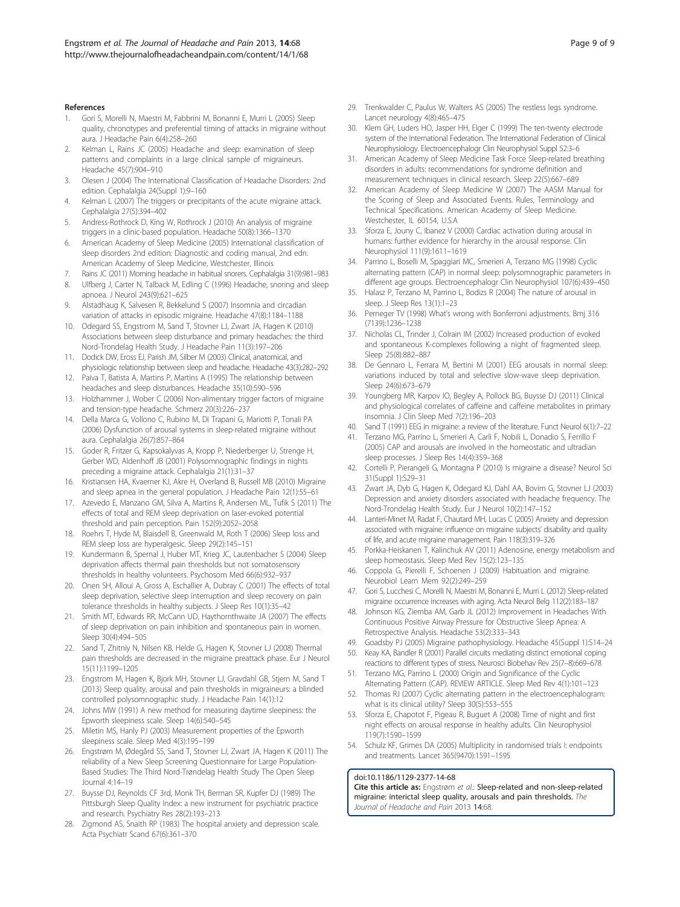## References

1. Gori S, Morelli N, Maestri M, Fabbrini M, Bonanni E, Murri L (2005) Sleep quality, chronotypes and preferential timing of attacks in migraine without aura. J Headache Pain 6(4):258–260
2. Kelman L, Rains JC (2005) Headache and sleep: examination of sleep patterns and complaints in a large clinical sample of migraineurs. Headache 45(7):904–910
3. Olesen J (2004) The International Classification of Headache Disorders: 2nd edition. Cephalalgia 24(Suppl 1):9–160
4. Kelman L (2007) The triggers or precipitants of the acute migraine attack. Cephalalgia 27(5):394–402
5. Andress-Rothrock D, King W, Rothrock J (2010) An analysis of migraine triggers in a clinic-based population. Headache 50(8):1366–1370
6. American Academy of Sleep Medicine (2005) International classification of sleep disorders 2nd edition: Diagnostic and coding manual, 2nd edn. American Academy of Sleep Medicine, Westchester, Illinois
7. Rains JC (2011) Morning headache in habitual snorers. Cephalalgia 31(9):981–983
8. Ulfberg J, Carter N, Talback M, Edling C (1996) Headache, snoring and sleep apnoea. J Neurol 243(9):621–625
9. Alstadhaug K, Salvesen R, Bekkelund S (2007) Insomnia and circadian variation of attacks in episodic migraine. Headache 47(8):1184–1188
10. Odegard SS, Engstrom M, Sand T, Stovner LJ, Zwart JA, Hagen K (2010) Associations between sleep disturbance and primary headaches: the third Nord-Trondelag Health Study. J Headache Pain 11(3):197–206
11. Dodick DW, Eross EJ, Parish JM, Silber M (2003) Clinical, anatomical, and physiologic relationship between sleep and headache. Headache 43(3):282–292
12. Paiva T, Batista A, Martins P, Martins A (1995) The relationship between headaches and sleep disturbances. Headache 35(10):590–596
13. Holzhammer J, Wober C (2006) Non-alimentary trigger factors of migraine and tension-type headache. Schmerz 20(3):226–237
14. Della Marca G, Vollono C, Rubino M, Di Trapani G, Mariotti P, Tonali PA (2006) Dysfunction of arousal systems in sleep-related migraine without aura. Cephalalgia 26(7):857–864
15. Goder R, Fritzer G, Kapsokalyvas A, Kropp P, Niederberger U, Strenge H, Gerber WD, Aldenhoff JB (2001) Polysomnographic findings in nights preceding a migraine attack. Cephalalgia 21(1):31–37
16. Kristiansen HA, Kvaerner KJ, Akre H, Overland B, Russell MB (2010) Migraine and sleep apnea in the general population. J Headache Pain 12(1):55–61
17. Azevedo E, Manzano GM, Silva A, Martins R, Andersen ML, Tufik S (2011) The effects of total and REM sleep deprivation on laser-evoked potential threshold and pain perception. Pain 152(9):2052–2058
18. Roehrs T, Hyde M, Blaisdell B, Greenwald M, Roth T (2006) Sleep loss and REM sleep loss are hyperalgesic. Sleep 29(2):145–151
19. Kundermann B, Spernal J, Huber MT, Krieg JC, Lautenbacher S (2004) Sleep deprivation affects thermal pain thresholds but not somatosensory thresholds in healthy volunteers. Psychosom Med 66(6):932–937
20. Onen SH, Alloui A, Gross A, Eschallier A, Dubray C (2001) The effects of total sleep deprivation, selective sleep interruption and sleep recovery on pain tolerance thresholds in healthy subjects. J Sleep Res 10(1):35–42
21. Smith MT, Edwards RR, McCann UD, Haythornthwaite JA (2007) The effects of sleep deprivation on pain inhibition and spontaneous pain in women. Sleep 30(4):494–505
22. Sand T, Zhitniy N, Nilsen KB, Helde G, Hagen K, Stovner LJ (2008) Thermal pain thresholds are decreased in the migraine preattack phase. Eur J Neurol 15(11):1199–1205
23. Engstrom M, Hagen K, Bjork MH, Stovner LJ, Gravdahl GB, Stjern M, Sand T (2013) Sleep quality, arousal and pain thresholds in migraineurs: a blinded controlled polysomnographic study. J Headache Pain 14(1):12
24. Johns MW (1991) A new method for measuring daytime sleepiness: the Epworth sleepiness scale. Sleep 14(6):540–545
25. Miletin MS, Hanly PJ (2003) Measurement properties of the Epworth sleepiness scale. Sleep Med 4(3):195–199
26. Engstrøm M, Ødegård SS, Sand T, Stovner LJ, Zwart JA, Hagen K (2011) The reliability of a New Sleep Screening Questionnaire for Large Population-Based Studies: The Third Nord-Trøndelag Health Study The Open Sleep Journal 4:14–19
27. Buysse DJ, Reynolds CF 3rd, Monk TH, Berman SR, Kupfer DJ (1989) The Pittsburgh Sleep Quality Index: a new instrument for psychiatric practice and research. Psychiatry Res 28(2):193–213
28. Zigmond AS, Snaith RP (1983) The hospital anxiety and depression scale. Acta Psychiatr Scand 67(6):361–370
29. Trenkwalder C, Paulus W, Walters AS (2005) The restless legs syndrome. Lancet neurology 4(8):465–475
30. Klem GH, Luders HO, Jasper HH, Elger C (1999) The ten-twenty electrode system of the International Federation. The International Federation of Clinical Neurophysiology. Electroencephalogr Clin Neurophysiol Suppl 52:3–6
31. American Academy of Sleep Medicine Task Force Sleep-related breathing disorders in adults: recommendations for syndrome definition and measurement techniques in clinical research. Sleep 22(5):667–689
32. American Academy of Sleep Medicine W (2007) The AASM Manual for the Scoring of Sleep and Associated Events. Rules, Terminology and Technical Specifications. American Academy of Sleep Medicine. Westchester, IL 60154, U.S.A
33. Sforza E, Jouny C, Ibanez V (2000) Cardiac activation during arousal in humans: further evidence for hierarchy in the arousal response. Clin Neurophysiol 111(9):1611–1619
34. Parrino L, Boselli M, Spaggiari MC, Smerieri A, Terzano MG (1998) Cyclic alternating pattern (CAP) in normal sleep: polysomnographic parameters in different age groups. Electroencephalogr Clin Neurophysiol 107(6):439–450
35. Halasz P, Terzano M, Parrino L, Bodizs R (2004) The nature of arousal in sleep. J Sleep Res 13(1):1–23
36. Perneger TV (1998) What's wrong with Bonferroni adjustments. Bmj 316 (7139):1236–1238
37. Nicholas CL, Trinder J, Colrain IM (2002) Increased production of evoked and spontaneous K-complexes following a night of fragmented sleep. Sleep 25(8):882–887
38. De Gennaro L, Ferrara M, Bertini M (2001) EEG arousals in normal sleep: variations induced by total and selective slow-wave sleep deprivation. Sleep 24(6):673–679
39. Youngberg MR, Karpov IO, Begley A, Pollock BG, Buysse DJ (2011) Clinical and physiological correlates of caffeine and caffeine metabolites in primary insomnia. J Clin Sleep Med 7(2):196–203
40. Sand T (1991) EEG in migraine: a review of the literature. Funct Neurol 6(1):7–22
41. Terzano MG, Parrino L, Smerieri A, Carli F, Nobili L, Donadio S, Ferrillo F (2005) CAP and arousals are involved in the homeostatic and ultradian sleep processes. J Sleep Res 14(4):359–368
42. Cortelli P, Pierangeli G, Montagna P (2010) Is migraine a disease? Neurol Sci 31(Suppl 1):S29–31
43. Zwart JA, Dyb G, Hagen K, Odegard KJ, Dahl AA, Bovim G, Stovner LJ (2003) Depression and anxiety disorders associated with headache frequency. The Nord-Trondelag Health Study. Eur J Neurol 10(2):147–152
44. Lanteri-Minet M, Radat F, Chautard MH, Lucas C (2005) Anxiety and depression associated with migraine: influence on migraine subjects' disability and quality of life, and acute migraine management. Pain 118(3):319–326
45. Porkka-Heiskanen T, Kalinchuk AV (2011) Adenosine, energy metabolism and sleep homeostasis. Sleep Med Rev 15(2):123–135
46. Coppola G, Pierelli F, Schoenen J (2009) Habituation and migraine. Neurobiol Learn Mem 92(2):249–259
47. Gori S, Lucchesi C, Morelli N, Maestri M, Bonanni E, Murri L (2012) Sleep-related migraine occurrence increases with aging. Acta Neurol Belg 112(2):183–187
48. Johnson KG, Ziemba AM, Garb JL (2012) Improvement in Headaches With Continuous Positive Airway Pressure for Obstructive Sleep Apnea: A Retrospective Analysis. Headache 53(2):333–343
49. Goadsby PJ (2005) Migraine pathophysiology. Headache 45(Suppl 1):S14–24
50. Keay KA, Bandler R (2001) Parallel circuits mediating distinct emotional coping reactions to different types of stress. Neurosci Biobehav Rev 25(7–8):669–678
51. Terzano MG, Parrino L (2000) Origin and Significance of the Cyclic Alternating Pattern (CAP). REVIEW ARTICLE. Sleep Med Rev 4(1):101–123
52. Thomas RJ (2007) Cyclic alternating pattern in the electroencephalogram: what is its clinical utility? Sleep 30(5):553–555
53. Sforza E, Chapotot F, Pigeau R, Buguet A (2008) Time of night and first night effects on arousal response in healthy adults. Clin Neurophysiol 119(7):1590–1599
54. Schulz KF, Grimes DA (2005) Multiplicity in randomised trials I: endpoints and treatments. Lancet 365(9470):1591–1595

doi:10.1186/1129-2377-14-68

**Cite this article as:** Engstrøm *et al.*: Sleep-related and non-sleep-related migraine: interictal sleep quality, arousals and pain thresholds. *The Journal of Headache and Pain* 2013 **14**:68.